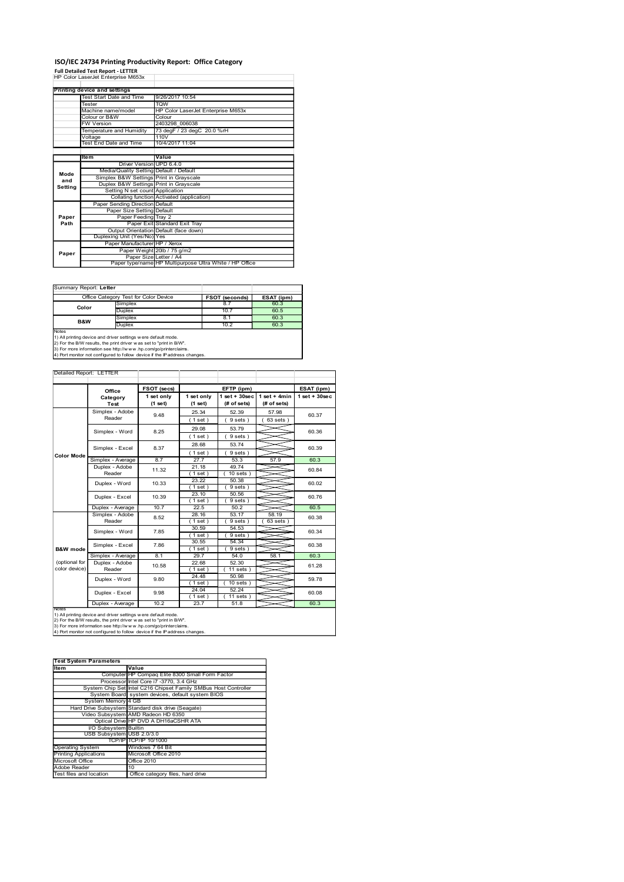# ISO/IEC 24734 Printing Productivity Report: Office Category

**Full Detailed Test Report - LETTER**

HP Color LaserJet Enterprise M653x

| | Printing device and settings | |
|---|---|---|
| | Test Start Date and Time | 9/26/2017 10:54 |
| | Tester | TQW |
| | Machine name/model | HP Color LaserJet Enterprise M653x |
| | Colour or B&W | Colour |
| | FW Version | 2403298_006038 |
| | Temperature and Humidity | 73 degF / 23 degC 20.0 %rH |
| | Voltage | 110V |
| | Test End Date and Time | 10/4/2017 11:04 |

| | Item | Value |
|---|---|---|
| Mode and Setting | Driver Version | UPD 6.4.0 |
| | Media/Quality Setting | Default / Default |
| | Simplex B&W Settings | Print in Grayscale |
| | Duplex B&W Settings | Print in Grayscale |
| | Setting N set count | Application |
| | Collating function | Activated (application) |
| Paper Path | Paper Sending Direction | Default |
| | Paper Size Setting | Default |
| | Paper Feeding | Tray 2 |
| | Paper Exit | Standard Exit Tray |
| | Output Orientation | Default (face down) |
| | Duplexing Unit (Yes/No) | Yes |
| Paper | Paper Manufacturer | HP / Xerox |
| | Paper Weight | 20lb / 75 g/m2 |
| | Paper Size | Letter / A4 |
| | Paper type/name | HP Multipurpose Ultra White / HP Office |

Summary Report: **Letter**

| Office Category Test for Color Device | | FSOT (seconds) | ESAT (ipm) |
|---|---|---|---|
| Color | Simplex | 8.7 | 60.3 |
| | Duplex | 10.7 | 60.5 |
| B&W | Simplex | 8.1 | 60.3 |
| | Duplex | 10.2 | 60.3 |

Notes
1) All printing device and driver settings were default mode.
2) For the B/W results, the print driver was set to "print in B/W".
3) For more information see http://www.hp.com/go/printerclaims.
4) Port monitor not configured to follow device if the IP address changes.

Detailed Report: LETTER

| | Office Category Test | FSOT (secs) 1 set only (1 set) | EFTP (ipm) 1 set only (1 set) | 1 set + 30sec (# of sets) | 1 set + 4min (# of sets) | ESAT (ipm) 1 set + 30sec |
|---|---|---|---|---|---|---|
| Color Mode | Simplex - Adobe Reader | 9.48 | 25.34 (1 set) | 52.39 (9 sets) | 57.98 (63 sets) | 60.37 |
| | Simplex - Word | 8.25 | 29.08 (1 set) | 53.79 (9 sets) | | 60.36 |
| | Simplex - Excel | 8.37 | 28.68 (1 set) | 53.74 (9 sets) | | 60.39 |
| | Simplex - Average | 8.7 | 27.7 | 53.3 | 57.9 | 60.3 |
| | Duplex - Adobe Reader | 11.32 | 21.18 (1 set) | 49.74 (10 sets) | | 60.84 |
| | Duplex - Word | 10.33 | 23.22 (1 set) | 50.38 (9 sets) | | 60.02 |
| | Duplex - Excel | 10.39 | 23.10 (1 set) | 50.56 (9 sets) | | 60.76 |
| | Duplex - Average | 10.7 | 22.5 | 50.2 | | 60.5 |
| B&W mode (optional for color device) | Simplex - Adobe Reader | 8.52 | 28.16 (1 set) | 53.17 (9 sets) | 58.19 (63 sets) | 60.38 |
| | Simplex - Word | 7.85 | 30.59 (1 set) | 54.53 (9 sets) | | 60.34 |
| | Simplex - Excel | 7.86 | 30.55 (1 set) | 54.34 (9 sets) | | 60.38 |
| | Simplex - Average | 8.1 | 29.7 | 54.0 | 58.1 | 60.3 |
| | Duplex - Adobe Reader | 10.58 | 22.68 (1 set) | 52.30 (11 sets) | | 61.28 |
| | Duplex - Word | 9.80 | 24.48 (1 set) | 50.98 (10 sets) | | 59.78 |
| | Duplex - Excel | 9.98 | 24.04 (1 set) | 52.24 (11 sets) | | 60.08 |
| | Duplex - Average | 10.2 | 23.7 | 51.8 | | 60.3 |

Notes
1) All printing device and driver settings were default mode.
2) For the B/W results, the print driver was set to "print in B/W".
3) For more information see http://www.hp.com/go/printerclaims.
4) Port monitor not configured to follow device if the IP address changes.

| Test System Parameters | |
|---|---|
| **Item** | **Value** |
| Computer | HP Compaq Elite 8300 Small Form Factor |
| Processor | Intel Core i7 -3770, 3.4 GHz |
| System Chip Set | Intel C216 Chipset Family SMBus Host Controller |
| System Board | system devices, default system BIOS |
| System Memory | 4 GB |
| Hard Drive Subsystem | Standard disk drive (Seagate) |
| Video Subsystem | AMD Radeon HD 6350 |
| Optical Drive | HP DVD A DH16aCSHR ATA |
| I/O Subsystem | Builtin |
| USB Subsystem | USB 2.0/3.0 |
| TCP/IP | TCP/IP 10/1000 |
| Operating System | Windows 7 64 Bit |
| Printing Applications | Microsoft Office 2010 |
| Microsoft Office | Office 2010 |
| Adobe Reader | 10 |
| Test files and location | Office category files, hard drive |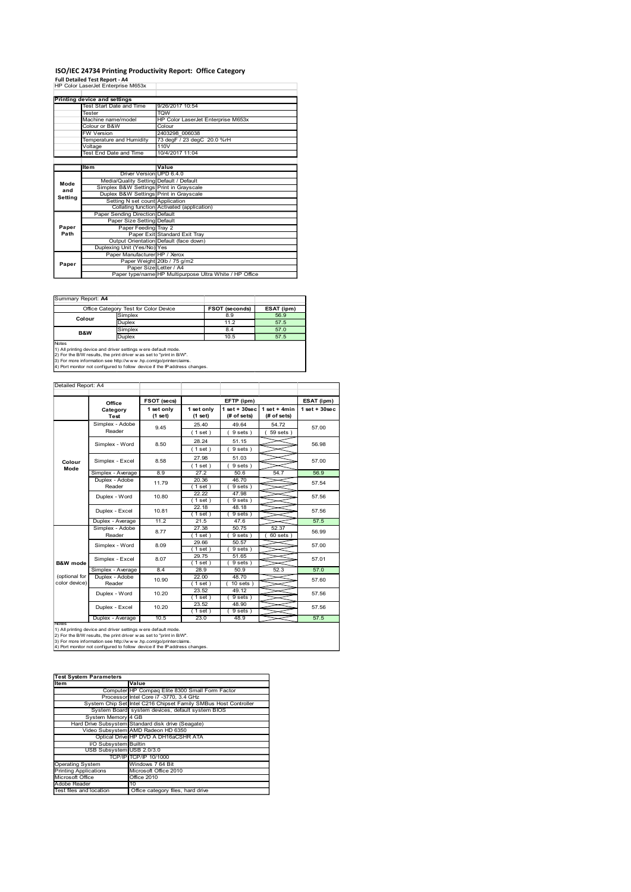# ISO/IEC 24734 Printing Productivity Report: Office Category

**Full Detailed Test Report - A4**

HP Color LaserJet Enterprise M653x

| Printing device and settings | | |
|---|---|---|
| | Test Start Date and Time | 9/26/2017 10:54 |
| | Tester | TQW |
| | Machine name/model | HP Color LaserJet Enterprise M653x |
| | Colour or B&W | Colour |
| | FW Version | 2403298_006038 |
| | Temperature and Humidity | 73 degF / 23 degC 20.0 %rH |
| | Voltage | 110V |
| | Test End Date and Time | 10/4/2017 11:04 |

| | Item | Value |
|---|---|---|
| Mode and Setting | Driver Version | UPD 6.4.0 |
| | Media/Quality Setting | Default / Default |
| | Simplex B&W Settings | Print in Grayscale |
| | Duplex B&W Settings | Print in Grayscale |
| | Setting N set count | Application |
| | Collating function | Activated (application) |
| Paper Path | Paper Sending Direction | Default |
| | Paper Size Setting | Default |
| | Paper Feeding | Tray 2 |
| | Paper Exit | Standard Exit Tray |
| | Output Orientation | Default (face down) |
| | Duplexing Unit (Yes/No) | Yes |
| Paper | Paper Manufacturer | HP / Xerox |
| | Paper Weight | 20lb / 75 g/m2 |
| | Paper Size | Letter / A4 |
| | Paper type/name | HP Multipurpose Ultra White / HP Office |

Summary Report: **A4**

| Office Category Test for Color Device | | FSOT (seconds) | ESAT (ipm) |
|---|---|---|---|
| Colour | Simplex | 8.9 | 56.9 |
| | Duplex | 11.2 | 57.5 |
| B&W | Simplex | 8.4 | 57.0 |
| | Duplex | 10.5 | 57.5 |

Notes
1) All printing device and driver settings were default mode.
2) For the B/W results, the print driver was set to "print in B/W".
3) For more information see http://www.hp.com/go/printerclaims.
4) Port monitor not configured to follow device if the IP address changes.

Detailed Report: A4

| | Office Category Test | FSOT (secs) 1 set only (1 set) | EFTP (ipm) 1 set only (1 set) | EFTP (ipm) 1 set + 30sec (# of sets) | EFTP (ipm) 1 set + 4min (# of sets) | ESAT (ipm) 1 set + 30sec |
|---|---|---|---|---|---|---|
| Colour Mode | Simplex - Adobe Reader | 9.45 | 25.40 (1 set) | 49.64 (9 sets) | 54.72 (59 sets) | 57.00 |
| | Simplex - Word | 8.50 | 28.24 (1 set) | 51.15 (9 sets) | | 56.98 |
| | Simplex - Excel | 8.58 | 27.98 (1 set) | 51.03 (9 sets) | | 57.00 |
| | Simplex - Average | 8.9 | 27.2 | 50.6 | 54.7 | 56.9 |
| | Duplex - Adobe Reader | 11.79 | 20.36 (1 set) | 46.70 (9 sets) | | 57.54 |
| | Duplex - Word | 10.80 | 22.22 (1 set) | 47.98 (9 sets) | | 57.56 |
| | Duplex - Excel | 10.81 | 22.18 (1 set) | 48.18 (9 sets) | | 57.56 |
| | Duplex - Average | 11.2 | 21.5 | 47.6 | | 57.5 |
| B&W mode (optional for color device) | Simplex - Adobe Reader | 8.77 | 27.38 (1 set) | 50.75 (9 sets) | 52.37 (60 sets) | 56.99 |
| | Simplex - Word | 8.09 | 29.66 (1 set) | 50.57 (9 sets) | | 57.00 |
| | Simplex - Excel | 8.07 | 29.75 (1 set) | 51.65 (9 sets) | | 57.01 |
| | Simplex - Average | 8.4 | 28.9 | 50.9 | 52.3 | 57.0 |
| | Duplex - Adobe Reader | 10.90 | 22.00 (1 set) | 48.70 (10 sets) | | 57.60 |
| | Duplex - Word | 10.20 | 23.52 (1 set) | 49.12 (9 sets) | | 57.56 |
| | Duplex - Excel | 10.20 | 23.52 (1 set) | 48.90 (9 sets) | | 57.56 |
| | Duplex - Average | 10.5 | 23.0 | 48.9 | | 57.5 |

Notes
1) All printing device and driver settings were default mode.
2) For the B/W results, the print driver was set to "print in B/W".
3) For more information see http://www.hp.com/go/printerclaims.
4) Port monitor not configured to follow device if the IP address changes.

| Test System Parameters | |
|---|---|
| **Item** | **Value** |
| Computer | HP Compaq Elite 8300 Small Form Factor |
| Processor | Intel Core i7 -3770, 3.4 GHz |
| System Chip Set | Intel C216 Chipset Family SMBus Host Controller |
| System Board | system devices, default system BIOS |
| System Memory | 4 GB |
| Hard Drive Subsystem | Standard disk drive (Seagate) |
| Video Subsystem | AMD Radeon HD 6350 |
| Optical Drive | HP DVD A DH16aCSHR ATA |
| I/O Subsystem | Builtin |
| USB Subsystem | USB 2.0/3.0 |
| TCP/IP | TCP/IP 10/1000 |
| Operating System | Windows 7 64 Bit |
| Printing Applications | Microsoft Office 2010 |
| Microsoft Office | Office 2010 |
| Adobe Reader | 10 |
| Test files and location | Office category files, hard drive |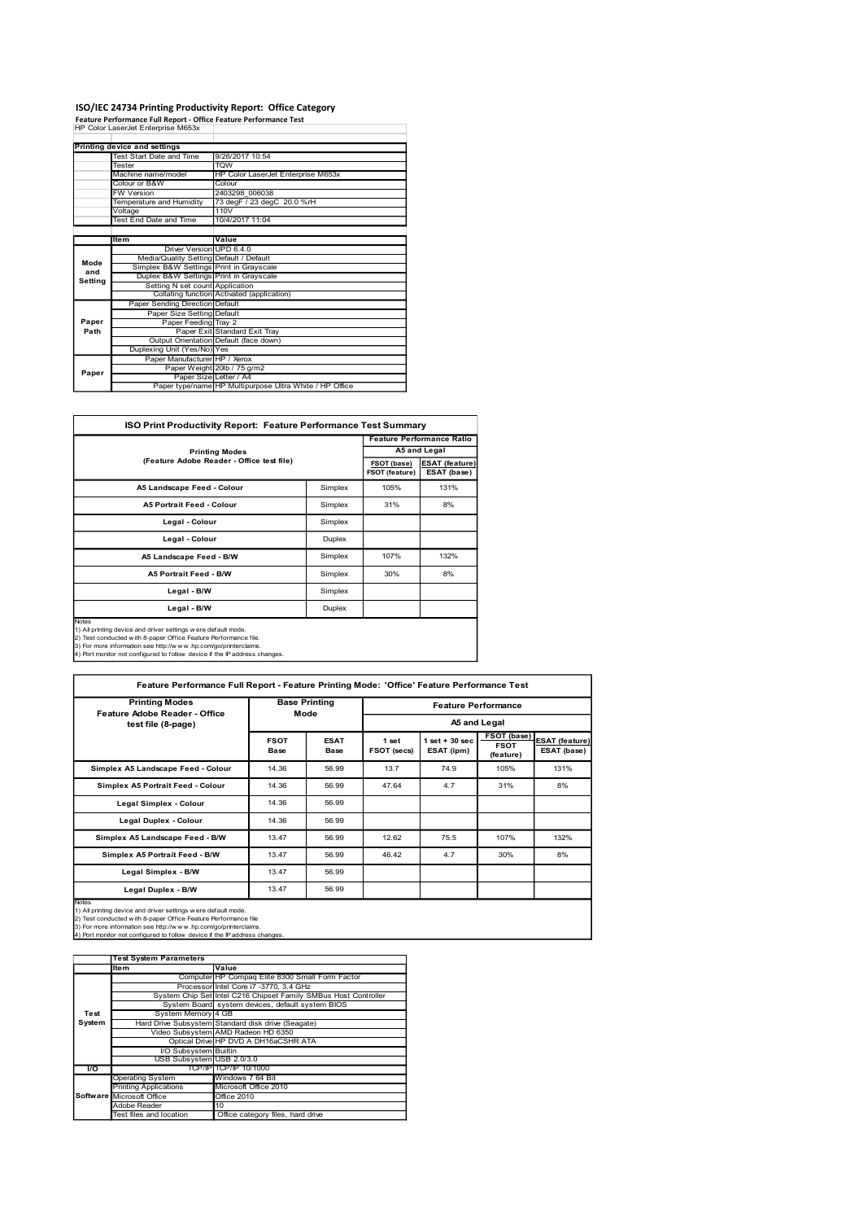# ISO/IEC 24734 Printing Productivity Report: Office Category

**Feature Performance Full Report - Office Feature Performance Test**

HP Color LaserJet Enterprise M653x

| Printing device and settings | |
|---|---|
| Test Start Date and Time | 9/26/2017 10:54 |
| Tester | TQW |
| Machine name/model | HP Color LaserJet Enterprise M653x |
| Colour or B&W | Colour |
| FW Version | 2403298_006038 |
| Temperature and Humidity | 73 degF / 23 degC 20.0 %rH |
| Voltage | 110V |
| Test End Date and Time | 10/4/2017 11:04 |

| | Item | Value |
|---|---|---|
| Mode and Setting | Driver Version | UPD 6.4.0 |
| | Media/Quality Setting | Default / Default |
| | Simplex B&W Settings | Print in Grayscale |
| | Duplex B&W Settings | Print in Grayscale |
| | Setting N set count | Application |
| | Collating function | Activated (application) |
| Paper Path | Paper Sending Direction | Default |
| | Paper Size Setting | Default |
| | Paper Feeding | Tray 2 |
| | Paper Exit | Standard Exit Tray |
| | Output Orientation | Default (face down) |
| | Duplexing Unit (Yes/No) | Yes |
| Paper | Paper Manufacturer | HP / Xerox |
| | Paper Weight | 20lb / 75 g/m2 |
| | Paper Size | Letter / A4 |
| | Paper type/name | HP Multipurpose Ultra White / HP Office |

**ISO Print Productivity Report: Feature Performance Test Summary**

| Printing Modes (Feature Adobe Reader - Office test file) | | Feature Performance Ratio A5 and Legal | |
|---|---|---|---|
| | | FSOT (base) / FSOT (feature) | ESAT (feature) / ESAT (base) |
| A5 Landscape Feed - Colour | Simplex | 105% | 131% |
| A5 Portrait Feed - Colour | Simplex | 31% | 8% |
| Legal - Colour | Simplex | | |
| Legal - Colour | Duplex | | |
| A5 Landscape Feed - B/W | Simplex | 107% | 132% |
| A5 Portrait Feed - B/W | Simplex | 30% | 8% |
| Legal - B/W | Simplex | | |
| Legal - B/W | Duplex | | |

Notes
1) All printing device and driver settings were default mode.
2) Test conducted with 8-paper Office Feature Performance file.
3) For more information see http://www.hp.com/go/printerclaims.
4) Port monitor not configured to follow device if the IP address changes.

**Feature Performance Full Report - Feature Printing Mode: 'Office' Feature Performance Test**

| Printing Modes Feature Adobe Reader - Office test file (8-page) | Base Printing Mode | | Feature Performance A5 and Legal | | | |
|---|---|---|---|---|---|---|
| | FSOT Base | ESAT Base | 1 set FSOT (secs) | 1 set + 30 sec ESAT (ipm) | FSOT (base) / FSOT (feature) | ESAT (feature) / ESAT (base) |
| Simplex A5 Landscape Feed - Colour | 14.36 | 56.99 | 13.7 | 74.9 | 105% | 131% |
| Simplex A5 Portrait Feed - Colour | 14.36 | 56.99 | 47.64 | 4.7 | 31% | 8% |
| Legal Simplex - Colour | 14.36 | 56.99 | | | | |
| Legal Duplex - Colour | 14.36 | 56.99 | | | | |
| Simplex A5 Landscape Feed - B/W | 13.47 | 56.99 | 12.62 | 75.5 | 107% | 132% |
| Simplex A5 Portrait Feed - B/W | 13.47 | 56.99 | 46.42 | 4.7 | 30% | 8% |
| Legal Simplex - B/W | 13.47 | 56.99 | | | | |
| Legal Duplex - B/W | 13.47 | 56.99 | | | | |

Notes
1) All printing device and driver settings were default mode.
2) Test conducted with 8-paper Office Feature Performance file
3) For more information see http://www.hp.com/go/printerclaims.
4) Port monitor not configured to follow device if the IP address changes.

| Test System Parameters | Item | Value |
|---|---|---|
| Test System | Computer | HP Compaq Elite 8300 Small Form Factor |
| | Processor | Intel Core i7 -3770, 3.4 GHz |
| | System Chip Set | Intel C216 Chipset Family SMBus Host Controller |
| | System Board | system devices, default system BIOS |
| | System Memory | 4 GB |
| | Hard Drive Subsystem | Standard disk drive (Seagate) |
| | Video Subsystem | AMD Radeon HD 6350 |
| | Optical Drive | HP DVD A DH16aCSHR ATA |
| | I/O Subsystem | Builtin |
| | USB Subsystem | USB 2.0/3.0 |
| I/O | TCP/IP | TCP/IP 10/1000 |
| Software | Operating System | Windows 7 64 Bit |
| | Printing Applications | Microsoft Office 2010 |
| | Microsoft Office | Office 2010 |
| | Adobe Reader | 10 |
| | Test files and location | Office category files, hard drive |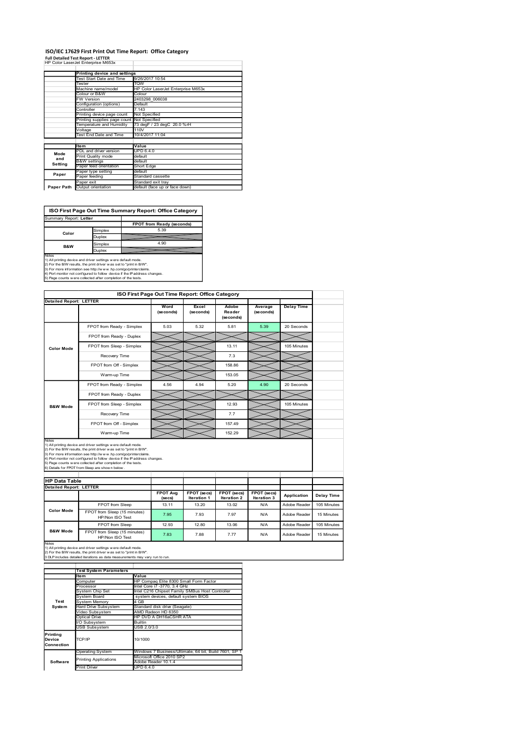# ISO/IEC 17629 First Print Out Time Report: Office Category

**Full Detailed Test Report - LETTER**

HP Color LaserJet Enterprise M653x

| | Printing device and settings | |
|---|---|---|
| | Test Start Date and Time | 9/26/2017 10:54 |
| | Tester | TQW |
| | Machine name/model | HP Color LaserJet Enterprise M653x |
| | Colour or B&W | Colour |
| | FW Version | 2403298_006038 |
| | Configuration (options) | Default |
| | Controller | 7.143 |
| | Printing device page count | Not Specified |
| | Printing supplies page count | Not Specified |
| | Temperature and Humidity | 73 degF / 23 degC 20.0 %rH |
| | Voltage | 110V |
| | Test End Date and Time | 10/4/2017 11:04 |

| | Item | Value |
|---|---|---|
| Mode and Setting | PDL and driver version | UPD 6.4.0 |
| | Print Quality mode | default |
| | B&W settings | default |
| | Paper feed orientation | Short Edge |
| Paper | Paper type setting | default |
| | Paper feeding | Standard cassette |
| | Paper exit | Standard exit tray |
| Paper Path | Output orientation | default (face up or face down) |

## ISO First Page Out Time Summary Report: Office Category

Summary Report: **Letter**

| | | FPOT from Ready (seconds) |
|---|---|---|
| Color | Simplex | 5.39 |
| | Duplex | |
| B&W | Simplex | 4.90 |
| | Duplex | |

Notes
1) All printing device and driver settings were default mode.
2) For the B/W results, the print driver was set to "print in B/W".
3) For more information see http://www.hp.com/go/printerclaims.
4) Port monitor not configured to follow device if the IP address changes.
5) Page counts were collected after completion of the tests.

## ISO First Page Out Time Report: Office Category

**Detailed Report: LETTER**

| | | Word (seconds) | Excel (seconds) | Adobe Reader (seconds) | Average (seconds) | Delay Time |
|---|---|---|---|---|---|---|
| Color Mode | FPOT from Ready - Simplex | 5.03 | 5.32 | 5.81 | 5.39 | 20 Seconds |
| | FPOT from Ready - Duplex | | | | | |
| | FPOT from Sleep - Simplex | | | 13.11 | | 105 Minutes |
| | Recovery Time | | | 7.3 | | |
| | FPOT from Off - Simplex | | | 158.86 | | |
| | Warm-up Time | | | 153.05 | | |
| B&W Mode | FPOT from Ready - Simplex | 4.56 | 4.94 | 5.20 | 4.90 | 20 Seconds |
| | FPOT from Ready - Duplex | | | | | |
| | FPOT from Sleep - Simplex | | | 12.93 | | 105 Minutes |
| | Recovery Time | | | 7.7 | | |
| | FPOT from Off - Simplex | | | 157.49 | | |
| | Warm-up Time | | | 152.29 | | |

Notes
1) All printing device and driver settings were default mode.
2) For the B/W results, the print driver was set to "print in B/W".
3) For more information see http://www.hp.com/go/printerclaims.
4) Port monitor not configured to follow device if the IP address changes.
5) Page counts were collected after completion of the tests.
6) Details for FPOT from Sleep are shown below.

## HP Data Table

**Detailed Report: LETTER**

| | | FPOT Avg (secs) | FPOT (secs) Iteration 1 | FPOT (secs) Iteration 2 | FPOT (secs) Iteration 3 | Application | Delay Time |
|---|---|---|---|---|---|---|---|
| Color Mode | FPOT from Sleep | 13.11 | 13.20 | 13.02 | N/A | Adobe Reader | 105 Minutes |
| | FPOT from Sleep (15 minutes) HP/Non ISO Test | 7.95 | 7.93 | 7.97 | N/A | Adobe Reader | 15 Minutes |
| B&W Mode | FPOT from Sleep | 12.93 | 12.80 | 13.06 | N/A | Adobe Reader | 105 Minutes |
| | FPOT from Sleep (15 minutes) HP/Non ISO Test | 7.83 | 7.88 | 7.77 | N/A | Adobe Reader | 15 Minutes |

Notes
1) All printing device and driver settings were default mode.
2) For the B/W results, the print driver was set to "print in B/W".
3 DLP includes detailed iterations as data measurements may vary run to run.

| | Test System Parameters | |
|---|---|---|
| | Item | Value |
| Test System | Computer | HP Compaq Elite 8300 Small Form Factor |
| | Processor | Intel Core i7 -3770, 3.4 GHz |
| | System Chip Set | Intel C216 Chipset Family SMBus Host Controller |
| | System Board | system devices, default system BIOS |
| | System Memory | 4 GB |
| | Hard Drive Subsystem | Standard disk drive (Seagate) |
| | Video Subsystem | AMD Radeon HD 6350 |
| | Optical Drive | HP DVD A DH16aCSHR ATA |
| | I/O Subsystem | Builtin |
| | USB Subsystem | USB 2.0/3.0 |
| Printing Device Connection | TCP/IP | 10/1000 |
| Software | Operating System | Windows 7 Business/Ultimate, 64 bit, Build 7601, SP 1 |
| | Printing Applications | Microsoft Office 2010 SP2 |
| | | Adobe Reader 10.1.4 |
| | Print Driver | UPD 6.4.0 |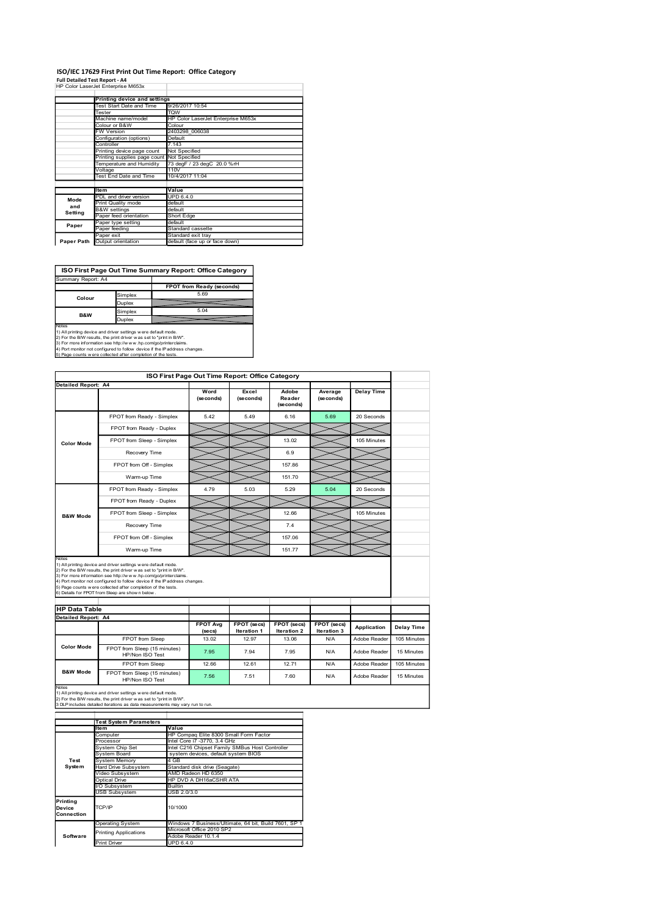# ISO/IEC 17629 First Print Out Time Report: Office Category

**Full Detailed Test Report - A4**

HP Color LaserJet Enterprise M653x

| | | |
|---|---|---|
| | **Printing device and settings** | |
| | Test Start Date and Time | 9/26/2017 10:54 |
| | Tester | TQW |
| | Machine name/model | HP Color LaserJet Enterprise M653x |
| | Colour or B&W | Colour |
| | FW Version | 2403298_006038 |
| | Configuration (options) | Default |
| | Controller | 7.143 |
| | Printing device page count | Not Specified |
| | Printing supplies page count | Not Specified |
| | Temperature and Humidity | 73 degF / 23 degC 20.0 %rH |
| | Voltage | 110V |
| | Test End Date and Time | 10/4/2017 11:04 |
| | | |
| | **Item** | **Value** |
| Mode and Setting | PDL and driver version | UPD 6.4.0 |
| | Print Quality mode | default |
| | B&W settings | default |
| | Paper feed orientation | Short Edge |
| Paper | Paper type setting | default |
| | Paper feeding | Standard cassette |
| | Paper exit | Standard exit tray |
| Paper Path | Output orientation | default (face up or face down) |

## ISO First Page Out Time Summary Report: Office Category

Summary Report: A4

| | | FPOT from Ready (seconds) |
|---|---|---|
| Colour | Simplex | 5.69 |
| | Duplex | |
| B&W | Simplex | 5.04 |
| | Duplex | |

Notes
1) All printing device and driver settings were default mode.
2) For the B/W results, the print driver was set to "print in B/W".
3) For more information see http://www.hp.com/go/printerclaims.
4) Port monitor not configured to follow device if the IP address changes.
5) Page counts were collected after completion of the tests.

## ISO First Page Out Time Report: Office Category

Detailed Report: A4

| | | Word (seconds) | Excel (seconds) | Adobe Reader (seconds) | Average (seconds) | Delay Time |
|---|---|---|---|---|---|---|
| Color Mode | FPOT from Ready - Simplex | 5.42 | 5.49 | 6.16 | 5.69 | 20 Seconds |
| | FPOT from Ready - Duplex | | | | | |
| | FPOT from Sleep - Simplex | | | 13.02 | | 105 Minutes |
| | Recovery Time | | | 6.9 | | |
| | FPOT from Off - Simplex | | | 157.86 | | |
| | Warm-up Time | | | 151.70 | | |
| B&W Mode | FPOT from Ready - Simplex | 4.79 | 5.03 | 5.29 | 5.04 | 20 Seconds |
| | FPOT from Ready - Duplex | | | | | |
| | FPOT from Sleep - Simplex | | | 12.66 | | 105 Minutes |
| | Recovery Time | | | 7.4 | | |
| | FPOT from Off - Simplex | | | 157.06 | | |
| | Warm-up Time | | | 151.77 | | |

Notes
1) All printing device and driver settings were default mode.
2) For the B/W results, the print driver was set to "print in B/W".
3) For more information see http://www.hp.com/go/printerclaims.
4) Port monitor not configured to follow device if the IP address changes.
5) Page counts were collected after completion of the tests.
6) Details for FPOT from Sleep are shown below.

## HP Data Table

Detailed Report: A4

| | | FPOT Avg (secs) | FPOT (secs) Iteration 1 | FPOT (secs) Iteration 2 | FPOT (secs) Iteration 3 | Application | Delay Time |
|---|---|---|---|---|---|---|---|
| Color Mode | FPOT from Sleep | 13.02 | 12.97 | 13.06 | N/A | Adobe Reader | 105 Minutes |
| | FPOT from Sleep (15 minutes) HP/Non ISO Test | 7.95 | 7.94 | 7.95 | N/A | Adobe Reader | 15 Minutes |
| B&W Mode | FPOT from Sleep | 12.66 | 12.61 | 12.71 | N/A | Adobe Reader | 105 Minutes |
| | FPOT from Sleep (15 minutes) HP/Non ISO Test | 7.56 | 7.51 | 7.60 | N/A | Adobe Reader | 15 Minutes |

Notes
1) All printing device and driver settings were default mode.
2) For the B/W results, the print driver was set to "print in B/W".
3 DLP includes detailed iterations as data measurements may vary run to run.

| | | |
|---|---|---|
| | **Test System Parameters** | |
| | **Item** | **Value** |
| Test System | Computer | HP Compaq Elite 8300 Small Form Factor |
| | Processor | Intel Core i7 -3770, 3.4 GHz |
| | System Chip Set | Intel C216 Chipset Family SMBus Host Controller |
| | System Board | system devices, default system BIOS |
| | System Memory | 4 GB |
| | Hard Drive Subsystem | Standard disk drive (Seagate) |
| | Video Subsystem | AMD Radeon HD 6350 |
| | Optical Drive | HP DVD A DH16aCSHR ATA |
| | I/O Subsystem | Builtin |
| | USB Subsystem | USB 2.0/3.0 |
| Printing Device Connection | TCP/IP | 10/1000 |
| Software | Operating System | Windows 7 Business/Ultimate, 64 bit, Build 7601, SP 1 |
| | Printing Applications | Microsoft Office 2010 SP2 |
| | | Adobe Reader 10.1.4 |
| | Print Driver | UPD 6.4.0 |